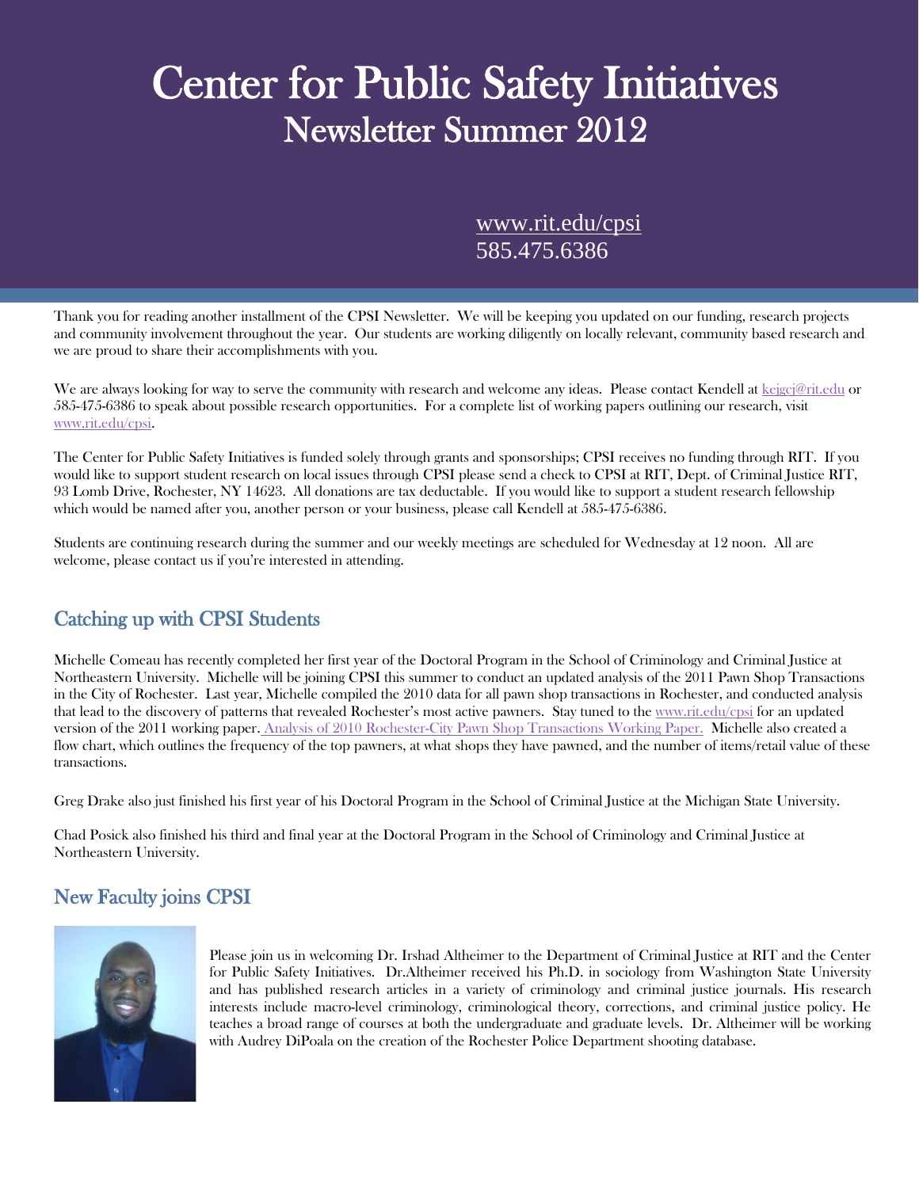# Center for Public Safety Initiatives

## Newsletter Summer 2012

www.rit.edu/cpsi
585.475.6386

Thank you for reading another installment of the CPSI Newsletter. We will be keeping you updated on our funding, research projects and community involvement throughout the year. Our students are working diligently on locally relevant, community based research and we are proud to share their accomplishments with you.

We are always looking for way to serve the community with research and welcome any ideas. Please contact Kendell at kejgcj@rit.edu or 585-475-6386 to speak about possible research opportunities. For a complete list of working papers outlining our research, visit www.rit.edu/cpsi.

The Center for Public Safety Initiatives is funded solely through grants and sponsorships; CPSI receives no funding through RIT. If you would like to support student research on local issues through CPSI please send a check to CPSI at RIT, Dept. of Criminal Justice RIT, 93 Lomb Drive, Rochester, NY 14623. All donations are tax deductable. If you would like to support a student research fellowship which would be named after you, another person or your business, please call Kendell at 585-475-6386.

Students are continuing research during the summer and our weekly meetings are scheduled for Wednesday at 12 noon. All are welcome, please contact us if you're interested in attending.

## Catching up with CPSI Students

Michelle Comeau has recently completed her first year of the Doctoral Program in the School of Criminology and Criminal Justice at Northeastern University. Michelle will be joining CPSI this summer to conduct an updated analysis of the 2011 Pawn Shop Transactions in the City of Rochester. Last year, Michelle compiled the 2010 data for all pawn shop transactions in Rochester, and conducted analysis that lead to the discovery of patterns that revealed Rochester's most active pawners. Stay tuned to the www.rit.edu/cpsi for an updated version of the 2011 working paper. Analysis of 2010 Rochester-City Pawn Shop Transactions Working Paper. Michelle also created a flow chart, which outlines the frequency of the top pawners, at what shops they have pawned, and the number of items/retail value of these transactions.

Greg Drake also just finished his first year of his Doctoral Program in the School of Criminal Justice at the Michigan State University.

Chad Posick also finished his third and final year at the Doctoral Program in the School of Criminology and Criminal Justice at Northeastern University.

## New Faculty joins CPSI

Please join us in welcoming Dr. Irshad Altheimer to the Department of Criminal Justice at RIT and the Center for Public Safety Initiatives. Dr.Altheimer received his Ph.D. in sociology from Washington State University and has published research articles in a variety of criminology and criminal justice journals. His research interests include macro-level criminology, criminological theory, corrections, and criminal justice policy. He teaches a broad range of courses at both the undergraduate and graduate levels. Dr. Altheimer will be working with Audrey DiPoala on the creation of the Rochester Police Department shooting database.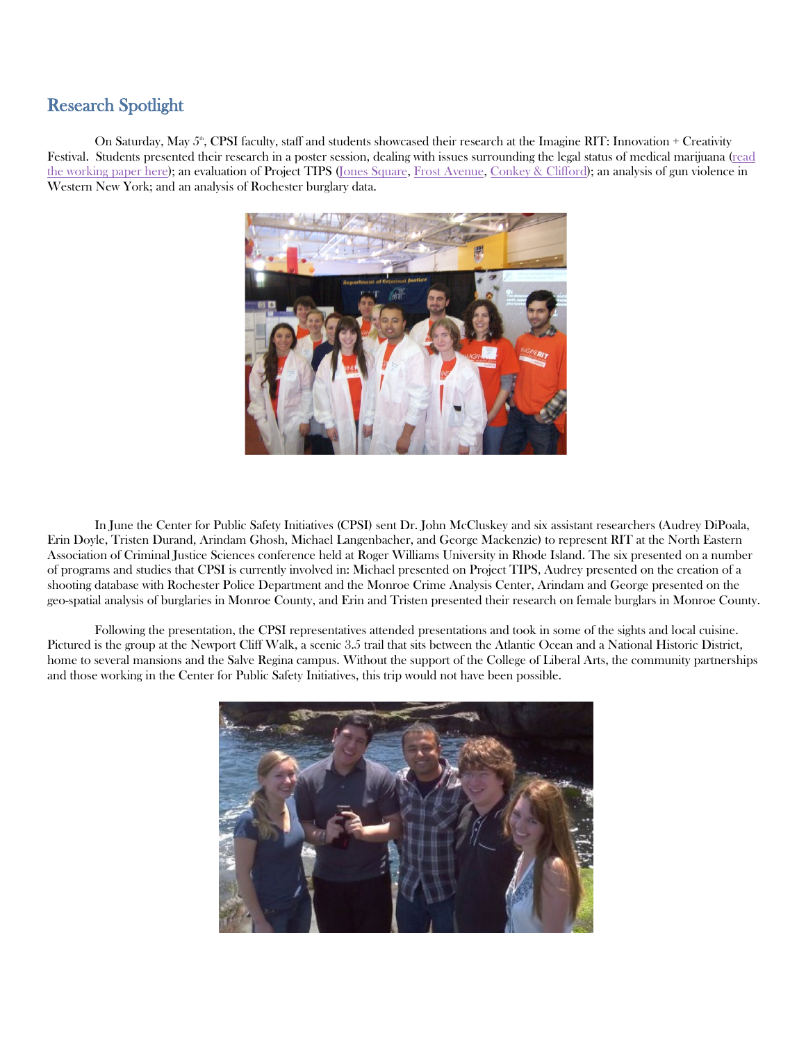## Research Spotlight

On Saturday, May 5th, CPSI faculty, staff and students showcased their research at the Imagine RIT: Innovation + Creativity Festival. Students presented their research in a poster session, dealing with issues surrounding the legal status of medical marijuana (read the working paper here); an evaluation of Project TIPS (Jones Square, Frost Avenue, Conkey & Clifford); an analysis of gun violence in Western New York; and an analysis of Rochester burglary data.

In June the Center for Public Safety Initiatives (CPSI) sent Dr. John McCluskey and six assistant researchers (Audrey DiPoala, Erin Doyle, Tristen Durand, Arindam Ghosh, Michael Langenbacher, and George Mackenzie) to represent RIT at the North Eastern Association of Criminal Justice Sciences conference held at Roger Williams University in Rhode Island. The six presented on a number of programs and studies that CPSI is currently involved in: Michael presented on Project TIPS, Audrey presented on the creation of a shooting database with Rochester Police Department and the Monroe Crime Analysis Center, Arindam and George presented on the geo-spatial analysis of burglaries in Monroe County, and Erin and Tristen presented their research on female burglars in Monroe County.

Following the presentation, the CPSI representatives attended presentations and took in some of the sights and local cuisine. Pictured is the group at the Newport Cliff Walk, a scenic 3.5 trail that sits between the Atlantic Ocean and a National Historic District, home to several mansions and the Salve Regina campus. Without the support of the College of Liberal Arts, the community partnerships and those working in the Center for Public Safety Initiatives, this trip would not have been possible.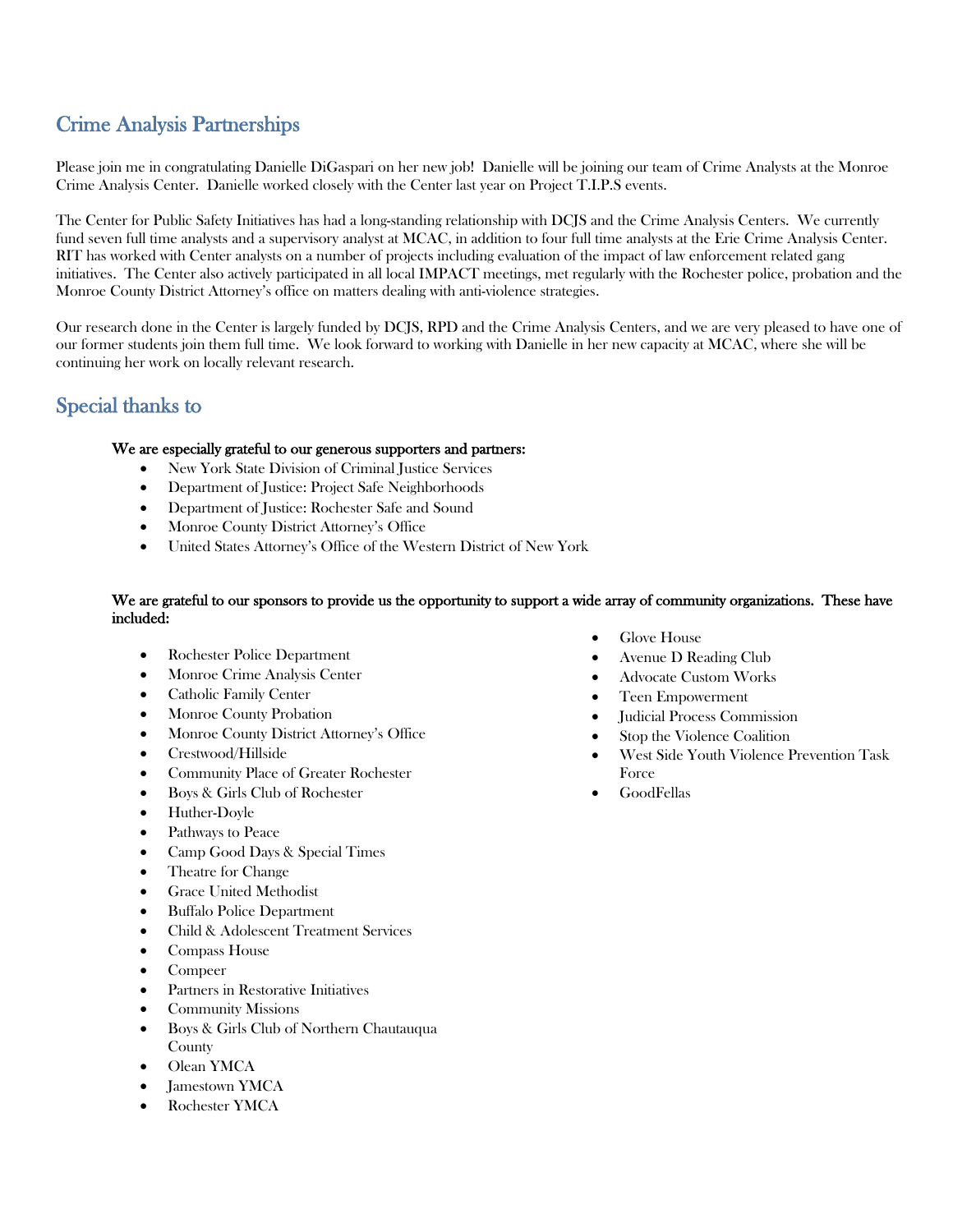## Crime Analysis Partnerships

Please join me in congratulating Danielle DiGaspari on her new job! Danielle will be joining our team of Crime Analysts at the Monroe Crime Analysis Center. Danielle worked closely with the Center last year on Project T.I.P.S events.

The Center for Public Safety Initiatives has had a long-standing relationship with DCJS and the Crime Analysis Centers. We currently fund seven full time analysts and a supervisory analyst at MCAC, in addition to four full time analysts at the Erie Crime Analysis Center. RIT has worked with Center analysts on a number of projects including evaluation of the impact of law enforcement related gang initiatives. The Center also actively participated in all local IMPACT meetings, met regularly with the Rochester police, probation and the Monroe County District Attorney's office on matters dealing with anti-violence strategies.

Our research done in the Center is largely funded by DCJS, RPD and the Crime Analysis Centers, and we are very pleased to have one of our former students join them full time. We look forward to working with Danielle in her new capacity at MCAC, where she will be continuing her work on locally relevant research.

## Special thanks to

**We are especially grateful to our generous supporters and partners:**

- New York State Division of Criminal Justice Services
- Department of Justice: Project Safe Neighborhoods
- Department of Justice: Rochester Safe and Sound
- Monroe County District Attorney's Office
- United States Attorney's Office of the Western District of New York

**We are grateful to our sponsors to provide us the opportunity to support a wide array of community organizations. These have included:**

- Rochester Police Department
- Monroe Crime Analysis Center
- Catholic Family Center
- Monroe County Probation
- Monroe County District Attorney's Office
- Crestwood/Hillside
- Community Place of Greater Rochester
- Boys & Girls Club of Rochester
- Huther-Doyle
- Pathways to Peace
- Camp Good Days & Special Times
- Theatre for Change
- Grace United Methodist
- Buffalo Police Department
- Child & Adolescent Treatment Services
- Compass House
- Compeer
- Partners in Restorative Initiatives
- Community Missions
- Boys & Girls Club of Northern Chautauqua County
- Olean YMCA
- Jamestown YMCA
- Rochester YMCA
- Glove House
- Avenue D Reading Club
- Advocate Custom Works
- Teen Empowerment
- Judicial Process Commission
- Stop the Violence Coalition
- West Side Youth Violence Prevention Task Force
- GoodFellas